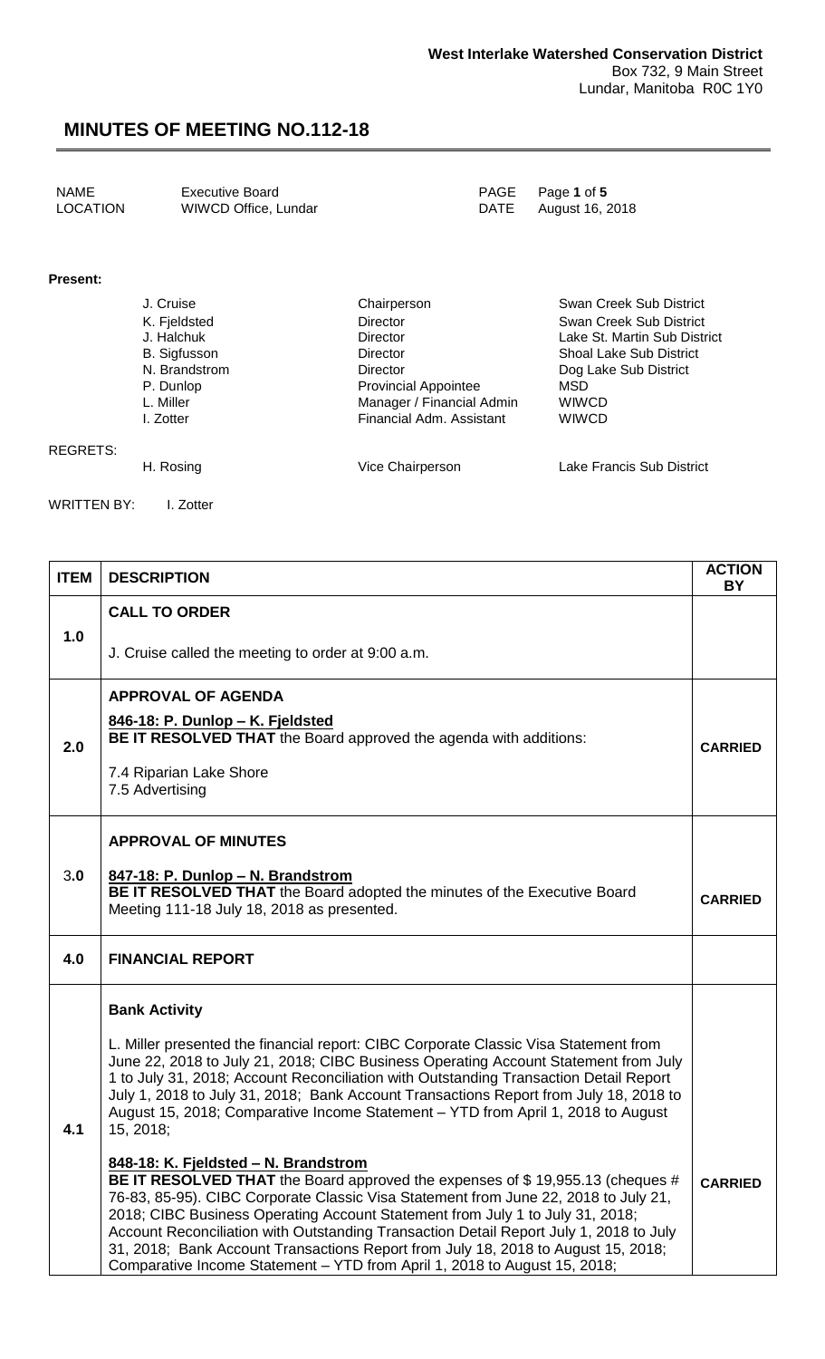**West Interlake Watershed Conservation District**
Box 732, 9 Main Street
Lundar, Manitoba R0C 1Y0

# MINUTES OF MEETING NO.112-18

| | | | |
|---|---|---|---|
| NAME | Executive Board | PAGE | Page **1** of **5** |
| LOCATION | WIWCD Office, Lundar | DATE | August 16, 2018 |

**Present:**

| | | |
|---|---|---|
| J. Cruise | Chairperson | Swan Creek Sub District |
| K. Fjeldsted | Director | Swan Creek Sub District |
| J. Halchuk | Director | Lake St. Martin Sub District |
| B. Sigfusson | Director | Shoal Lake Sub District |
| N. Brandstrom | Director | Dog Lake Sub District |
| P. Dunlop | Provincial Appointee | MSD |
| L. Miller | Manager / Financial Admin | WIWCD |
| I. Zotter | Financial Adm. Assistant | WIWCD |

REGRETS:

| | | |
|---|---|---|
| H. Rosing | Vice Chairperson | Lake Francis Sub District |

WRITTEN BY: I. Zotter

| ITEM | DESCRIPTION | ACTION BY |
|---|---|---|
| 1.0 | **CALL TO ORDER**<br><br>J. Cruise called the meeting to order at 9:00 a.m. | |
| 2.0 | **APPROVAL OF AGENDA**<br><br>**846-18: P. Dunlop – K. Fjeldsted**<br>**BE IT RESOLVED THAT** the Board approved the agenda with additions:<br><br>7.4 Riparian Lake Shore<br>7.5 Advertising | **CARRIED** |
| 3.0 | **APPROVAL OF MINUTES**<br><br>**847-18: P. Dunlop – N. Brandstrom**<br>**BE IT RESOLVED THAT** the Board adopted the minutes of the Executive Board Meeting 111-18 July 18, 2018 as presented. | **CARRIED** |
| 4.0 | **FINANCIAL REPORT** | |
| 4.1 | **Bank Activity**<br><br>L. Miller presented the financial report: CIBC Corporate Classic Visa Statement from June 22, 2018 to July 21, 2018; CIBC Business Operating Account Statement from July 1 to July 31, 2018; Account Reconciliation with Outstanding Transaction Detail Report July 1, 2018 to July 31, 2018; Bank Account Transactions Report from July 18, 2018 to August 15, 2018; Comparative Income Statement – YTD from April 1, 2018 to August 15, 2018;<br><br>**848-18: K. Fjeldsted – N. Brandstrom**<br>**BE IT RESOLVED THAT** the Board approved the expenses of $ 19,955.13 (cheques # 76-83, 85-95). CIBC Corporate Classic Visa Statement from June 22, 2018 to July 21, 2018; CIBC Business Operating Account Statement from July 1 to July 31, 2018; Account Reconciliation with Outstanding Transaction Detail Report July 1, 2018 to July 31, 2018; Bank Account Transactions Report from July 18, 2018 to August 15, 2018; Comparative Income Statement – YTD from April 1, 2018 to August 15, 2018; | **CARRIED** |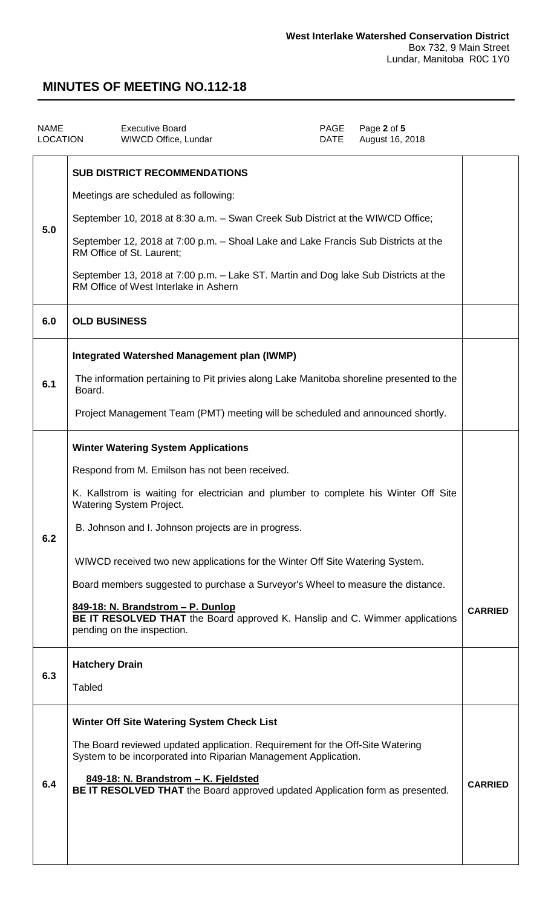**West Interlake Watershed Conservation District**
Box 732, 9 Main Street
Lundar, Manitoba R0C 1Y0

# MINUTES OF MEETING NO.112-18

| NAME | Executive Board | PAGE | Page **2** of **5** |
| --- | --- | --- | --- |
| LOCATION | WIWCD Office, Lundar | DATE | August 16, 2018 |

| | | |
| --- | --- | --- |
| **5.0** | **SUB DISTRICT RECOMMENDATIONS**<br><br>Meetings are scheduled as following:<br><br>September 10, 2018 at 8:30 a.m. – Swan Creek Sub District at the WIWCD Office;<br><br>September 12, 2018 at 7:00 p.m. – Shoal Lake and Lake Francis Sub Districts at the RM Office of St. Laurent;<br><br>September 13, 2018 at 7:00 p.m. – Lake ST. Martin and Dog lake Sub Districts at the RM Office of West Interlake in Ashern | |
| **6.0** | **OLD BUSINESS** | |
| **6.1** | **Integrated Watershed Management plan (IWMP)**<br><br>The information pertaining to Pit privies along Lake Manitoba shoreline presented to the Board.<br><br>Project Management Team (PMT) meeting will be scheduled and announced shortly. | |
| **6.2** | **Winter Watering System Applications**<br><br>Respond from M. Emilson has not been received.<br><br>K. Kallstrom is waiting for electrician and plumber to complete his Winter Off Site Watering System Project.<br><br>B. Johnson and I. Johnson projects are in progress.<br><br>WIWCD received two new applications for the Winter Off Site Watering System.<br><br>Board members suggested to purchase a Surveyor's Wheel to measure the distance.<br><br>**849-18: N. Brandstrom – P. Dunlop**<br>**BE IT RESOLVED THAT** the Board approved K. Hanslip and C. Wimmer applications pending on the inspection. | **CARRIED** |
| **6.3** | **Hatchery Drain**<br><br>Tabled | |
| **6.4** | **Winter Off Site Watering System Check List**<br><br>The Board reviewed updated application. Requirement for the Off-Site Watering System to be incorporated into Riparian Management Application.<br><br>**849-18: N. Brandstrom – K. Fjeldsted**<br>**BE IT RESOLVED THAT** the Board approved updated Application form as presented. | **CARRIED** |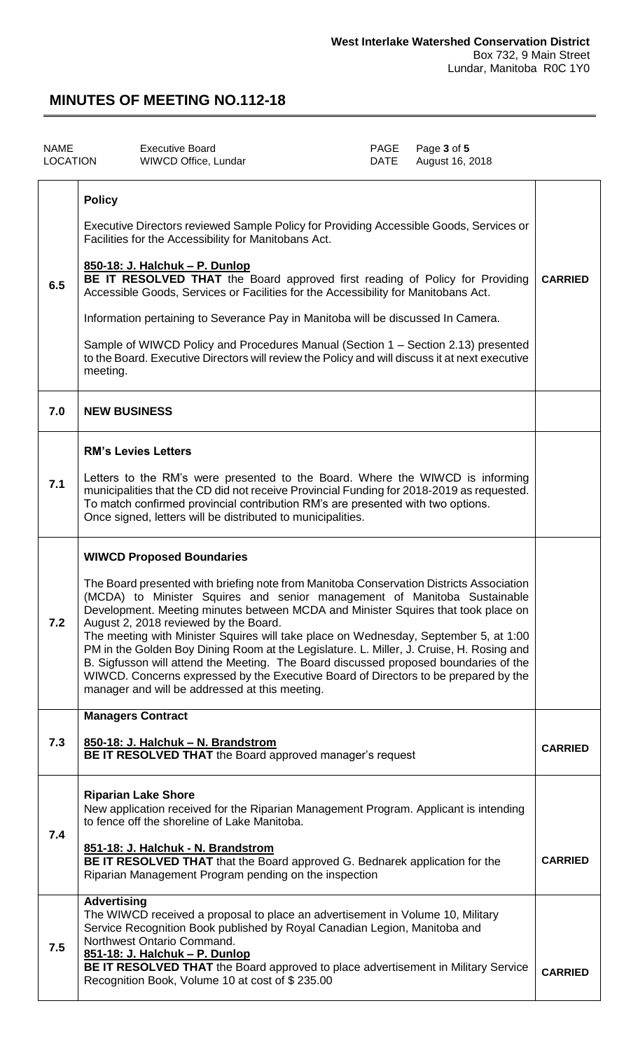**West Interlake Watershed Conservation District**
Box 732, 9 Main Street
Lundar, Manitoba R0C 1Y0

# MINUTES OF MEETING NO.112-18

| NAME | Executive Board | PAGE | Page 3 of 5 |
|---|---|---|---|
| LOCATION | WIWCD Office, Lundar | DATE | August 16, 2018 |

| | | |
|---|---|---|
| 6.5 | **Policy**<br><br>Executive Directors reviewed Sample Policy for Providing Accessible Goods, Services or Facilities for the Accessibility for Manitobans Act.<br><br>**850-18: J. Halchuk – P. Dunlop**<br>**BE IT RESOLVED THAT** the Board approved first reading of Policy for Providing Accessible Goods, Services or Facilities for the Accessibility for Manitobans Act.<br><br>Information pertaining to Severance Pay in Manitoba will be discussed In Camera.<br><br>Sample of WIWCD Policy and Procedures Manual (Section 1 – Section 2.13) presented to the Board. Executive Directors will review the Policy and will discuss it at next executive meeting. | **CARRIED** |
| 7.0 | **NEW BUSINESS** | |
| 7.1 | **RM's Levies Letters**<br><br>Letters to the RM's were presented to the Board. Where the WIWCD is informing municipalities that the CD did not receive Provincial Funding for 2018-2019 as requested. To match confirmed provincial contribution RM's are presented with two options. Once signed, letters will be distributed to municipalities. | |
| 7.2 | **WIWCD Proposed Boundaries**<br><br>The Board presented with briefing note from Manitoba Conservation Districts Association (MCDA) to Minister Squires and senior management of Manitoba Sustainable Development. Meeting minutes between MCDA and Minister Squires that took place on August 2, 2018 reviewed by the Board.<br>The meeting with Minister Squires will take place on Wednesday, September 5, at 1:00 PM in the Golden Boy Dining Room at the Legislature. L. Miller, J. Cruise, H. Rosing and B. Sigfusson will attend the Meeting. The Board discussed proposed boundaries of the WIWCD. Concerns expressed by the Executive Board of Directors to be prepared by the manager and will be addressed at this meeting. | |
| 7.3 | **Managers Contract**<br><br>**850-18: J. Halchuk – N. Brandstrom**<br>**BE IT RESOLVED THAT** the Board approved manager's request | **CARRIED** |
| 7.4 | **Riparian Lake Shore**<br>New application received for the Riparian Management Program. Applicant is intending to fence off the shoreline of Lake Manitoba.<br><br>**851-18: J. Halchuk - N. Brandstrom**<br>**BE IT RESOLVED THAT** that the Board approved G. Bednarek application for the Riparian Management Program pending on the inspection | **CARRIED** |
| 7.5 | **Advertising**<br>The WIWCD received a proposal to place an advertisement in Volume 10, Military Service Recognition Book published by Royal Canadian Legion, Manitoba and Northwest Ontario Command.<br>**851-18: J. Halchuk – P. Dunlop**<br>**BE IT RESOLVED THAT** the Board approved to place advertisement in Military Service Recognition Book, Volume 10 at cost of $ 235.00 | **CARRIED** |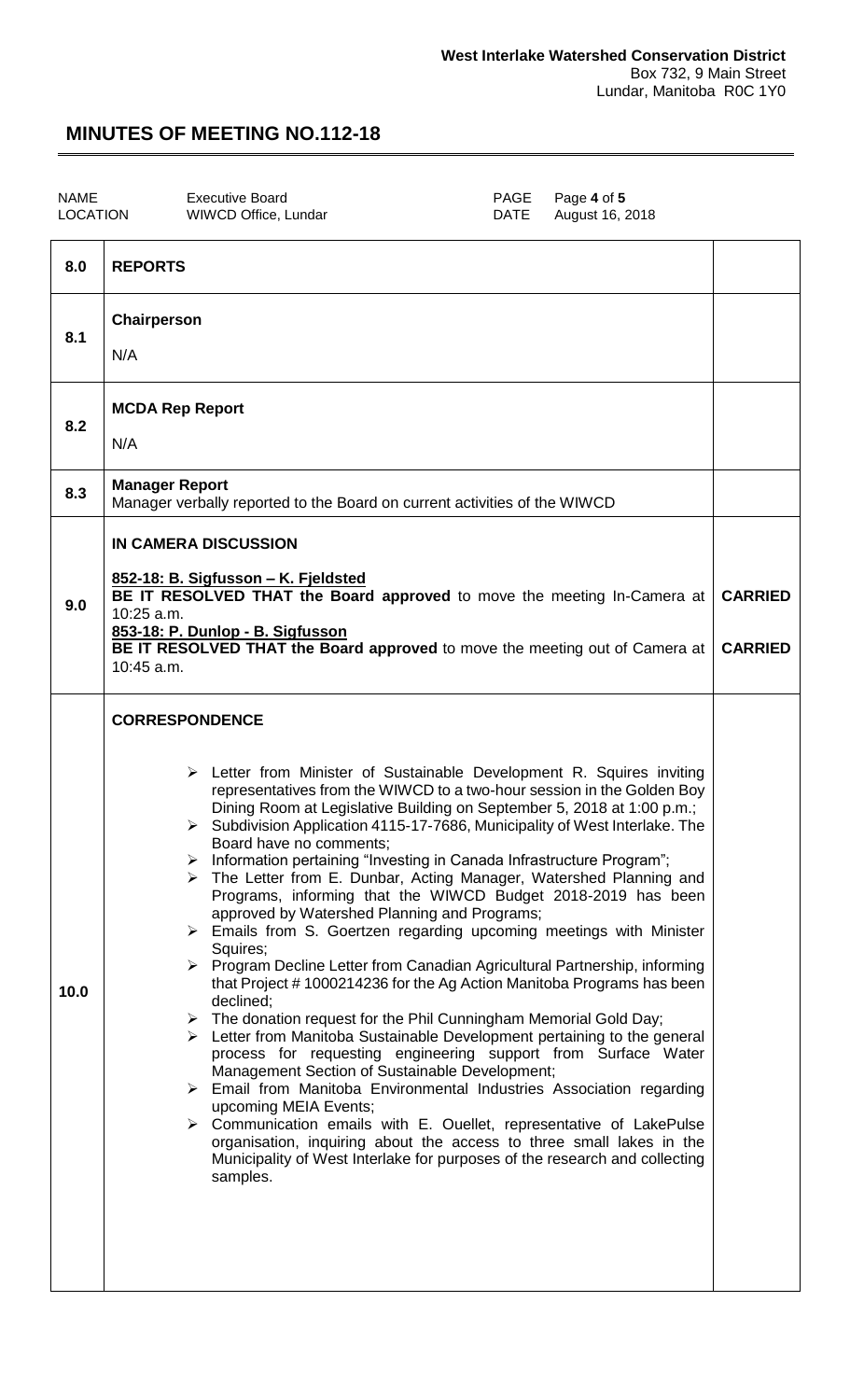**West Interlake Watershed Conservation District**
Box 732, 9 Main Street
Lundar, Manitoba R0C 1Y0

# MINUTES OF MEETING NO.112-18

| NAME | Executive Board | PAGE | Page **4** of **5** |
|---|---|---|---|
| LOCATION | WIWCD Office, Lundar | DATE | August 16, 2018 |

| | | |
|---|---|---|
| **8.0** | **REPORTS** | |
| **8.1** | **Chairperson**<br>N/A | |
| **8.2** | **MCDA Rep Report**<br>N/A | |
| **8.3** | **Manager Report**<br>Manager verbally reported to the Board on current activities of the WIWCD | |
| **9.0** | **IN CAMERA DISCUSSION**<br><br>**852-18: B. Sigfusson – K. Fjeldsted**<br>**BE IT RESOLVED THAT the Board approved** to move the meeting In-Camera at 10:25 a.m.<br>**853-18: P. Dunlop - B. Sigfusson**<br>**BE IT RESOLVED THAT the Board approved** to move the meeting out of Camera at 10:45 a.m. | **CARRIED**<br><br>**CARRIED** |
| **10.0** | **CORRESPONDENCE**<br><br>➢ Letter from Minister of Sustainable Development R. Squires inviting representatives from the WIWCD to a two-hour session in the Golden Boy Dining Room at Legislative Building on September 5, 2018 at 1:00 p.m.;<br>➢ Subdivision Application 4115-17-7686, Municipality of West Interlake. The Board have no comments;<br>➢ Information pertaining "Investing in Canada Infrastructure Program";<br>➢ The Letter from E. Dunbar, Acting Manager, Watershed Planning and Programs, informing that the WIWCD Budget 2018-2019 has been approved by Watershed Planning and Programs;<br>➢ Emails from S. Goertzen regarding upcoming meetings with Minister Squires;<br>➢ Program Decline Letter from Canadian Agricultural Partnership, informing that Project # 1000214236 for the Ag Action Manitoba Programs has been declined;<br>➢ The donation request for the Phil Cunningham Memorial Gold Day;<br>➢ Letter from Manitoba Sustainable Development pertaining to the general process for requesting engineering support from Surface Water Management Section of Sustainable Development;<br>➢ Email from Manitoba Environmental Industries Association regarding upcoming MEIA Events;<br>➢ Communication emails with E. Ouellet, representative of LakePulse organisation, inquiring about the access to three small lakes in the Municipality of West Interlake for purposes of the research and collecting samples. | |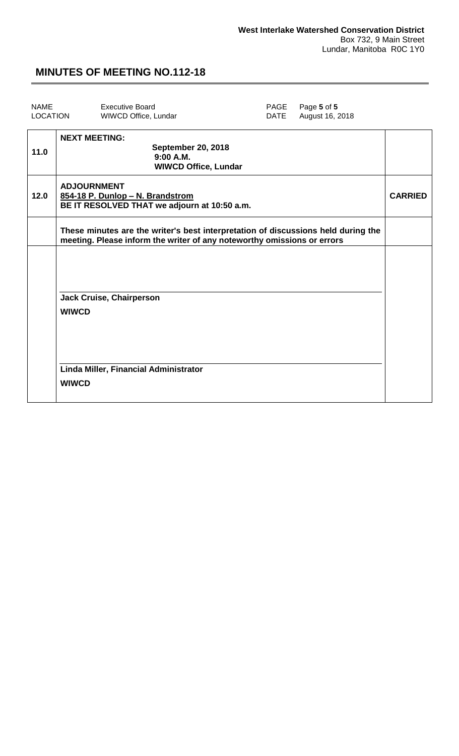**West Interlake Watershed Conservation District**
Box 732, 9 Main Street
Lundar, Manitoba R0C 1Y0

## MINUTES OF MEETING NO.112-18

| | | | |
|---|---|---|---|
| NAME | Executive Board | PAGE | Page **5** of **5** |
| LOCATION | WIWCD Office, Lundar | DATE | August 16, 2018 |

| | | |
|---|---|---|
| **11.0** | **NEXT MEETING:**<br>**September 20, 2018**<br>**9:00 A.M.**<br>**WIWCD Office, Lundar** | |
| **12.0** | **ADJOURNMENT**<br>**854-18 P. Dunlop – N. Brandstrom**<br>**BE IT RESOLVED THAT we adjourn at 10:50 a.m.** | **CARRIED** |
| | **These minutes are the writer's best interpretation of discussions held during the meeting. Please inform the writer of any noteworthy omissions or errors** | |
| | **Jack Cruise, Chairperson**<br>**WIWCD**<br><br>**Linda Miller, Financial Administrator**<br>**WIWCD** | |